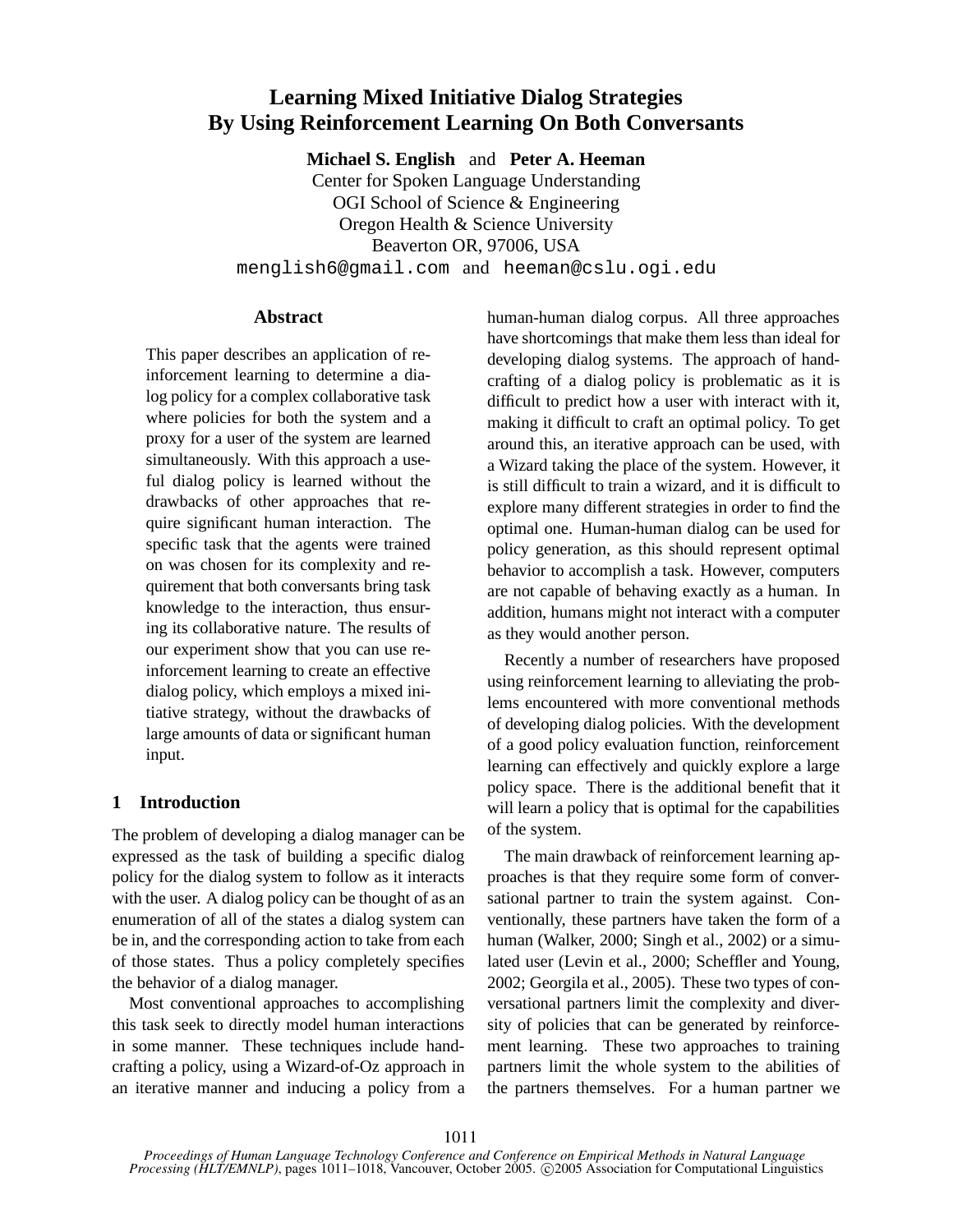# Learning Mixed Initiative Dialog Strategies By Using Reinforcement Learning On Both Conversants

**Michael S. English** and **Peter A. Heeman**
Center for Spoken Language Understanding
OGI School of Science & Engineering
Oregon Health & Science University
Beaverton OR, 97006, USA
menglish6@gmail.com and heeman@cslu.ogi.edu

## Abstract

This paper describes an application of reinforcement learning to determine a dialog policy for a complex collaborative task where policies for both the system and a proxy for a user of the system are learned simultaneously. With this approach a useful dialog policy is learned without the drawbacks of other approaches that require significant human interaction. The specific task that the agents were trained on was chosen for its complexity and requirement that both conversants bring task knowledge to the interaction, thus ensuring its collaborative nature. The results of our experiment show that you can use reinforcement learning to create an effective dialog policy, which employs a mixed initiative strategy, without the drawbacks of large amounts of data or significant human input.

## 1 Introduction

The problem of developing a dialog manager can be expressed as the task of building a specific dialog policy for the dialog system to follow as it interacts with the user. A dialog policy can be thought of as an enumeration of all of the states a dialog system can be in, and the corresponding action to take from each of those states. Thus a policy completely specifies the behavior of a dialog manager.

Most conventional approaches to accomplishing this task seek to directly model human interactions in some manner. These techniques include handcrafting a policy, using a Wizard-of-Oz approach in an iterative manner and inducing a policy from a human-human dialog corpus. All three approaches have shortcomings that make them less than ideal for developing dialog systems. The approach of handcrafting of a dialog policy is problematic as it is difficult to predict how a user with interact with it, making it difficult to craft an optimal policy. To get around this, an iterative approach can be used, with a Wizard taking the place of the system. However, it is still difficult to train a wizard, and it is difficult to explore many different strategies in order to find the optimal one. Human-human dialog can be used for policy generation, as this should represent optimal behavior to accomplish a task. However, computers are not capable of behaving exactly as a human. In addition, humans might not interact with a computer as they would another person.

Recently a number of researchers have proposed using reinforcement learning to alleviating the problems encountered with more conventional methods of developing dialog policies. With the development of a good policy evaluation function, reinforcement learning can effectively and quickly explore a large policy space. There is the additional benefit that it will learn a policy that is optimal for the capabilities of the system.

The main drawback of reinforcement learning approaches is that they require some form of conversational partner to train the system against. Conventionally, these partners have taken the form of a human (Walker, 2000; Singh et al., 2002) or a simulated user (Levin et al., 2000; Scheffler and Young, 2002; Georgila et al., 2005). These two types of conversational partners limit the complexity and diversity of policies that can be generated by reinforcement learning. These two approaches to training partners limit the whole system to the abilities of the partners themselves. For a human partner we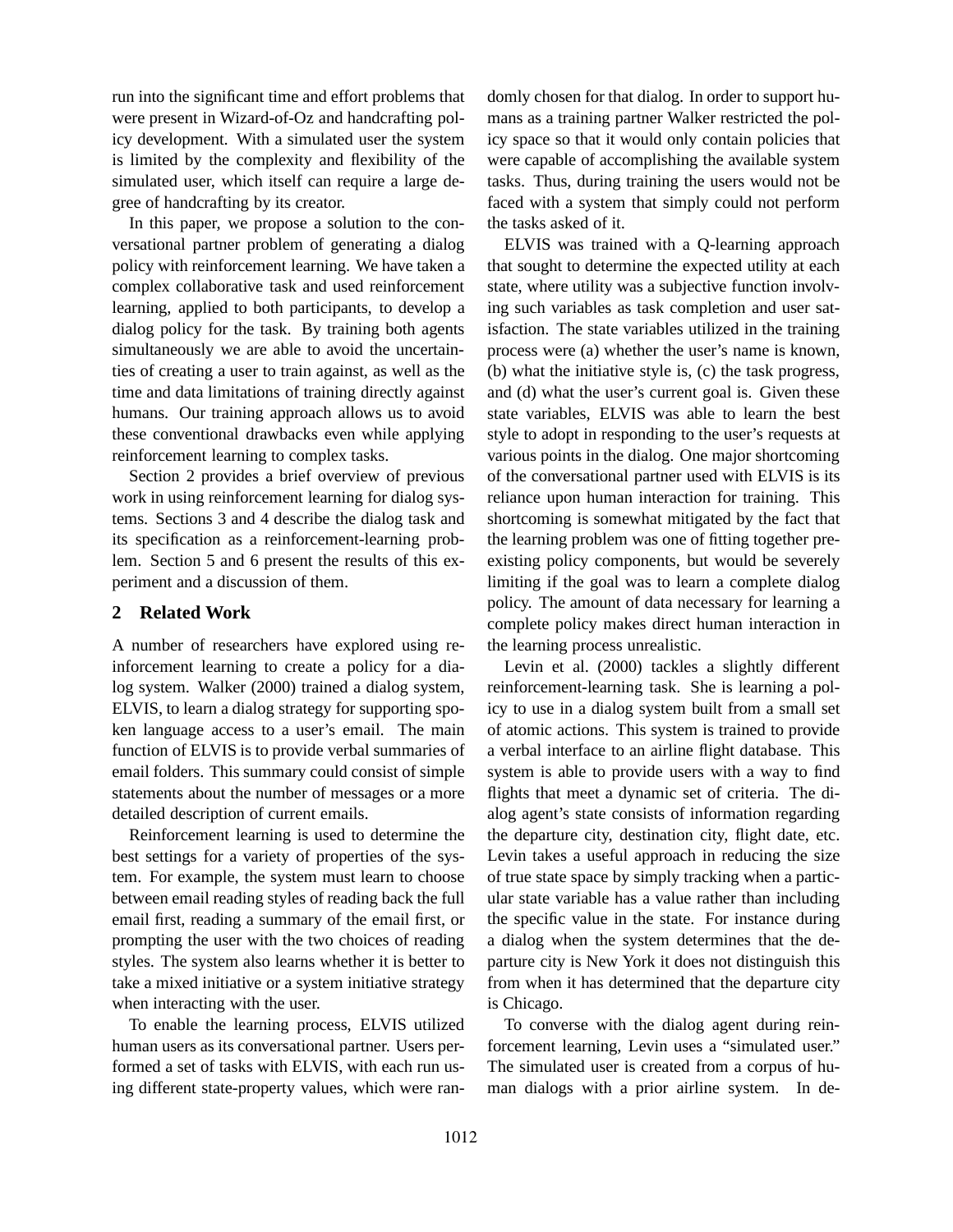run into the significant time and effort problems that were present in Wizard-of-Oz and handcrafting policy development. With a simulated user the system is limited by the complexity and flexibility of the simulated user, which itself can require a large degree of handcrafting by its creator.

In this paper, we propose a solution to the conversational partner problem of generating a dialog policy with reinforcement learning. We have taken a complex collaborative task and used reinforcement learning, applied to both participants, to develop a dialog policy for the task. By training both agents simultaneously we are able to avoid the uncertainties of creating a user to train against, as well as the time and data limitations of training directly against humans. Our training approach allows us to avoid these conventional drawbacks even while applying reinforcement learning to complex tasks.

Section 2 provides a brief overview of previous work in using reinforcement learning for dialog systems. Sections 3 and 4 describe the dialog task and its specification as a reinforcement-learning problem. Section 5 and 6 present the results of this experiment and a discussion of them.

## 2 Related Work

A number of researchers have explored using reinforcement learning to create a policy for a dialog system. Walker (2000) trained a dialog system, ELVIS, to learn a dialog strategy for supporting spoken language access to a user's email. The main function of ELVIS is to provide verbal summaries of email folders. This summary could consist of simple statements about the number of messages or a more detailed description of current emails.

Reinforcement learning is used to determine the best settings for a variety of properties of the system. For example, the system must learn to choose between email reading styles of reading back the full email first, reading a summary of the email first, or prompting the user with the two choices of reading styles. The system also learns whether it is better to take a mixed initiative or a system initiative strategy when interacting with the user.

To enable the learning process, ELVIS utilized human users as its conversational partner. Users performed a set of tasks with ELVIS, with each run using different state-property values, which were randomly chosen for that dialog. In order to support humans as a training partner Walker restricted the policy space so that it would only contain policies that were capable of accomplishing the available system tasks. Thus, during training the users would not be faced with a system that simply could not perform the tasks asked of it.

ELVIS was trained with a Q-learning approach that sought to determine the expected utility at each state, where utility was a subjective function involving such variables as task completion and user satisfaction. The state variables utilized in the training process were (a) whether the user's name is known, (b) what the initiative style is, (c) the task progress, and (d) what the user's current goal is. Given these state variables, ELVIS was able to learn the best style to adopt in responding to the user's requests at various points in the dialog. One major shortcoming of the conversational partner used with ELVIS is its reliance upon human interaction for training. This shortcoming is somewhat mitigated by the fact that the learning problem was one of fitting together preexisting policy components, but would be severely limiting if the goal was to learn a complete dialog policy. The amount of data necessary for learning a complete policy makes direct human interaction in the learning process unrealistic.

Levin et al. (2000) tackles a slightly different reinforcement-learning task. She is learning a policy to use in a dialog system built from a small set of atomic actions. This system is trained to provide a verbal interface to an airline flight database. This system is able to provide users with a way to find flights that meet a dynamic set of criteria. The dialog agent's state consists of information regarding the departure city, destination city, flight date, etc. Levin takes a useful approach in reducing the size of true state space by simply tracking when a particular state variable has a value rather than including the specific value in the state. For instance during a dialog when the system determines that the departure city is New York it does not distinguish this from when it has determined that the departure city is Chicago.

To converse with the dialog agent during reinforcement learning, Levin uses a "simulated user." The simulated user is created from a corpus of human dialogs with a prior airline system. In de-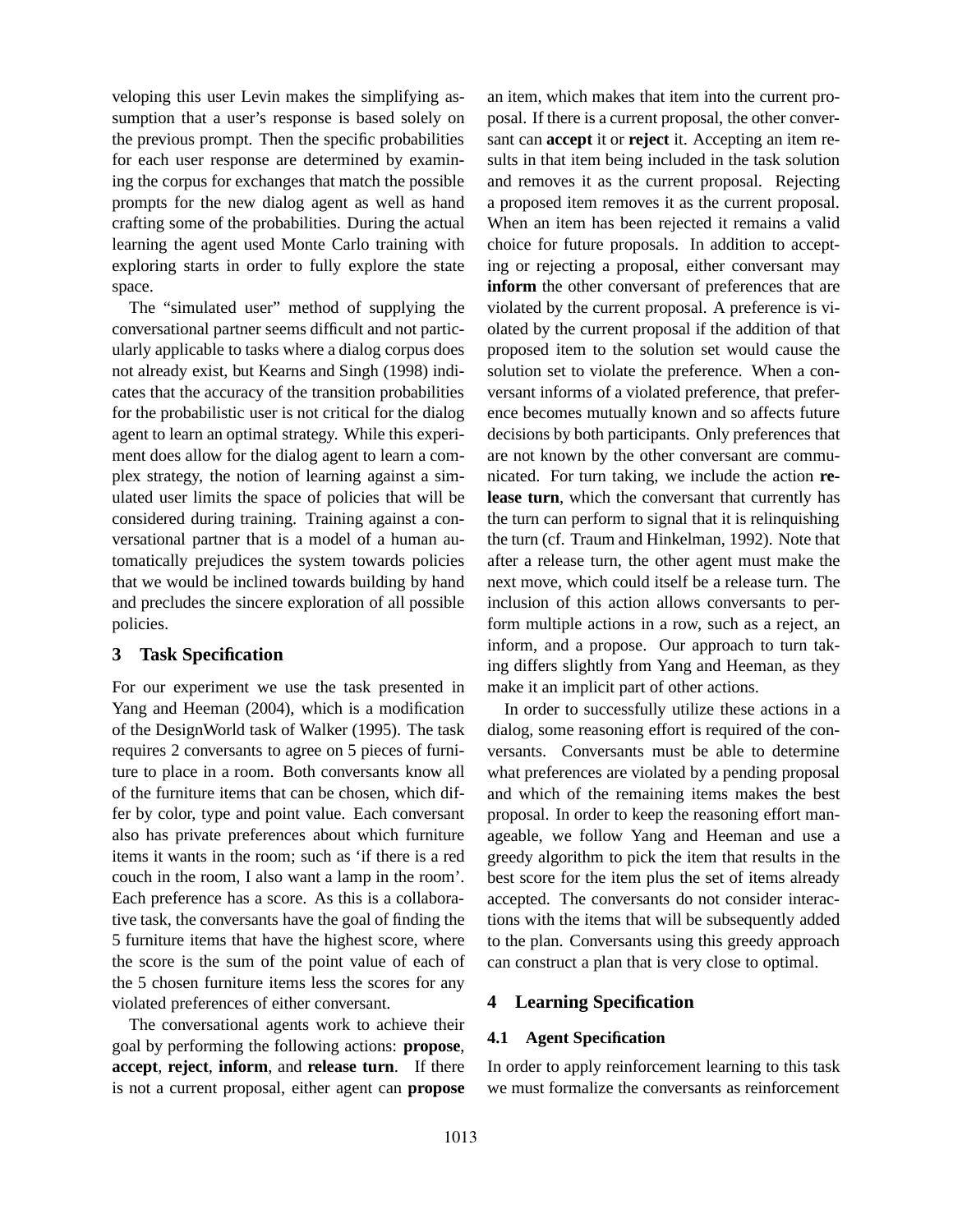veloping this user Levin makes the simplifying assumption that a user's response is based solely on the previous prompt. Then the specific probabilities for each user response are determined by examining the corpus for exchanges that match the possible prompts for the new dialog agent as well as hand crafting some of the probabilities. During the actual learning the agent used Monte Carlo training with exploring starts in order to fully explore the state space.

The "simulated user" method of supplying the conversational partner seems difficult and not particularly applicable to tasks where a dialog corpus does not already exist, but Kearns and Singh (1998) indicates that the accuracy of the transition probabilities for the probabilistic user is not critical for the dialog agent to learn an optimal strategy. While this experiment does allow for the dialog agent to learn a complex strategy, the notion of learning against a simulated user limits the space of policies that will be considered during training. Training against a conversational partner that is a model of a human automatically prejudices the system towards policies that we would be inclined towards building by hand and precludes the sincere exploration of all possible policies.

## 3 Task Specification

For our experiment we use the task presented in Yang and Heeman (2004), which is a modification of the DesignWorld task of Walker (1995). The task requires 2 conversants to agree on 5 pieces of furniture to place in a room. Both conversants know all of the furniture items that can be chosen, which differ by color, type and point value. Each conversant also has private preferences about which furniture items it wants in the room; such as 'if there is a red couch in the room, I also want a lamp in the room'. Each preference has a score. As this is a collaborative task, the conversants have the goal of finding the 5 furniture items that have the highest score, where the score is the sum of the point value of each of the 5 chosen furniture items less the scores for any violated preferences of either conversant.

The conversational agents work to achieve their goal by performing the following actions: **propose**, **accept**, **reject**, **inform**, and **release turn**. If there is not a current proposal, either agent can **propose** an item, which makes that item into the current proposal. If there is a current proposal, the other conversant can **accept** it or **reject** it. Accepting an item results in that item being included in the task solution and removes it as the current proposal. Rejecting a proposed item removes it as the current proposal. When an item has been rejected it remains a valid choice for future proposals. In addition to accepting or rejecting a proposal, either conversant may **inform** the other conversant of preferences that are violated by the current proposal. A preference is violated by the current proposal if the addition of that proposed item to the solution set would cause the solution set to violate the preference. When a conversant informs of a violated preference, that preference becomes mutually known and so affects future decisions by both participants. Only preferences that are not known by the other conversant are communicated. For turn taking, we include the action **release turn**, which the conversant that currently has the turn can perform to signal that it is relinquishing the turn (cf. Traum and Hinkelman, 1992). Note that after a release turn, the other agent must make the next move, which could itself be a release turn. The inclusion of this action allows conversants to perform multiple actions in a row, such as a reject, an inform, and a propose. Our approach to turn taking differs slightly from Yang and Heeman, as they make it an implicit part of other actions.

In order to successfully utilize these actions in a dialog, some reasoning effort is required of the conversants. Conversants must be able to determine what preferences are violated by a pending proposal and which of the remaining items makes the best proposal. In order to keep the reasoning effort manageable, we follow Yang and Heeman and use a greedy algorithm to pick the item that results in the best score for the item plus the set of items already accepted. The conversants do not consider interactions with the items that will be subsequently added to the plan. Conversants using this greedy approach can construct a plan that is very close to optimal.

## 4 Learning Specification

### 4.1 Agent Specification

In order to apply reinforcement learning to this task we must formalize the conversants as reinforcement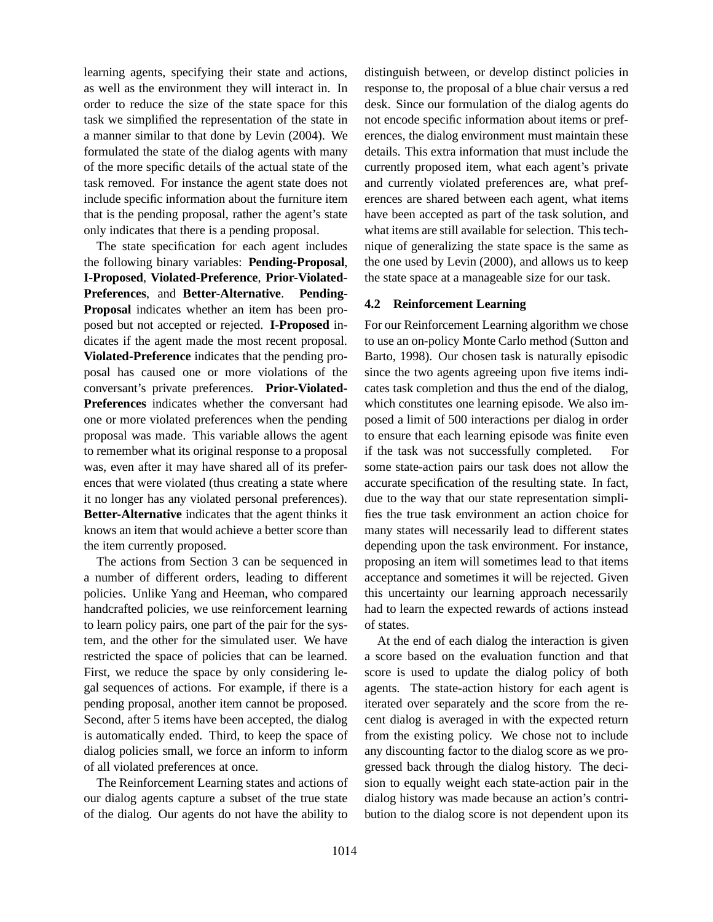learning agents, specifying their state and actions, as well as the environment they will interact in. In order to reduce the size of the state space for this task we simplified the representation of the state in a manner similar to that done by Levin (2004). We formulated the state of the dialog agents with many of the more specific details of the actual state of the task removed. For instance the agent state does not include specific information about the furniture item that is the pending proposal, rather the agent's state only indicates that there is a pending proposal.

The state specification for each agent includes the following binary variables: **Pending-Proposal**, **I-Proposed**, **Violated-Preference**, **Prior-Violated-Preferences**, and **Better-Alternative**. **Pending-Proposal** indicates whether an item has been proposed but not accepted or rejected. **I-Proposed** indicates if the agent made the most recent proposal. **Violated-Preference** indicates that the pending proposal has caused one or more violations of the conversant's private preferences. **Prior-Violated-Preferences** indicates whether the conversant had one or more violated preferences when the pending proposal was made. This variable allows the agent to remember what its original response to a proposal was, even after it may have shared all of its preferences that were violated (thus creating a state where it no longer has any violated personal preferences). **Better-Alternative** indicates that the agent thinks it knows an item that would achieve a better score than the item currently proposed.

The actions from Section 3 can be sequenced in a number of different orders, leading to different policies. Unlike Yang and Heeman, who compared handcrafted policies, we use reinforcement learning to learn policy pairs, one part of the pair for the system, and the other for the simulated user. We have restricted the space of policies that can be learned. First, we reduce the space by only considering legal sequences of actions. For example, if there is a pending proposal, another item cannot be proposed. Second, after 5 items have been accepted, the dialog is automatically ended. Third, to keep the space of dialog policies small, we force an inform to inform of all violated preferences at once.

The Reinforcement Learning states and actions of our dialog agents capture a subset of the true state of the dialog. Our agents do not have the ability to distinguish between, or develop distinct policies in response to, the proposal of a blue chair versus a red desk. Since our formulation of the dialog agents do not encode specific information about items or preferences, the dialog environment must maintain these details. This extra information that must include the currently proposed item, what each agent's private and currently violated preferences are, what preferences are shared between each agent, what items have been accepted as part of the task solution, and what items are still available for selection. This technique of generalizing the state space is the same as the one used by Levin (2000), and allows us to keep the state space at a manageable size for our task.

### 4.2 Reinforcement Learning

For our Reinforcement Learning algorithm we chose to use an on-policy Monte Carlo method (Sutton and Barto, 1998). Our chosen task is naturally episodic since the two agents agreeing upon five items indicates task completion and thus the end of the dialog, which constitutes one learning episode. We also imposed a limit of 500 interactions per dialog in order to ensure that each learning episode was finite even if the task was not successfully completed. For some state-action pairs our task does not allow the accurate specification of the resulting state. In fact, due to the way that our state representation simplifies the true task environment an action choice for many states will necessarily lead to different states depending upon the task environment. For instance, proposing an item will sometimes lead to that items acceptance and sometimes it will be rejected. Given this uncertainty our learning approach necessarily had to learn the expected rewards of actions instead of states.

At the end of each dialog the interaction is given a score based on the evaluation function and that score is used to update the dialog policy of both agents. The state-action history for each agent is iterated over separately and the score from the recent dialog is averaged in with the expected return from the existing policy. We chose not to include any discounting factor to the dialog score as we progressed back through the dialog history. The decision to equally weight each state-action pair in the dialog history was made because an action's contribution to the dialog score is not dependent upon its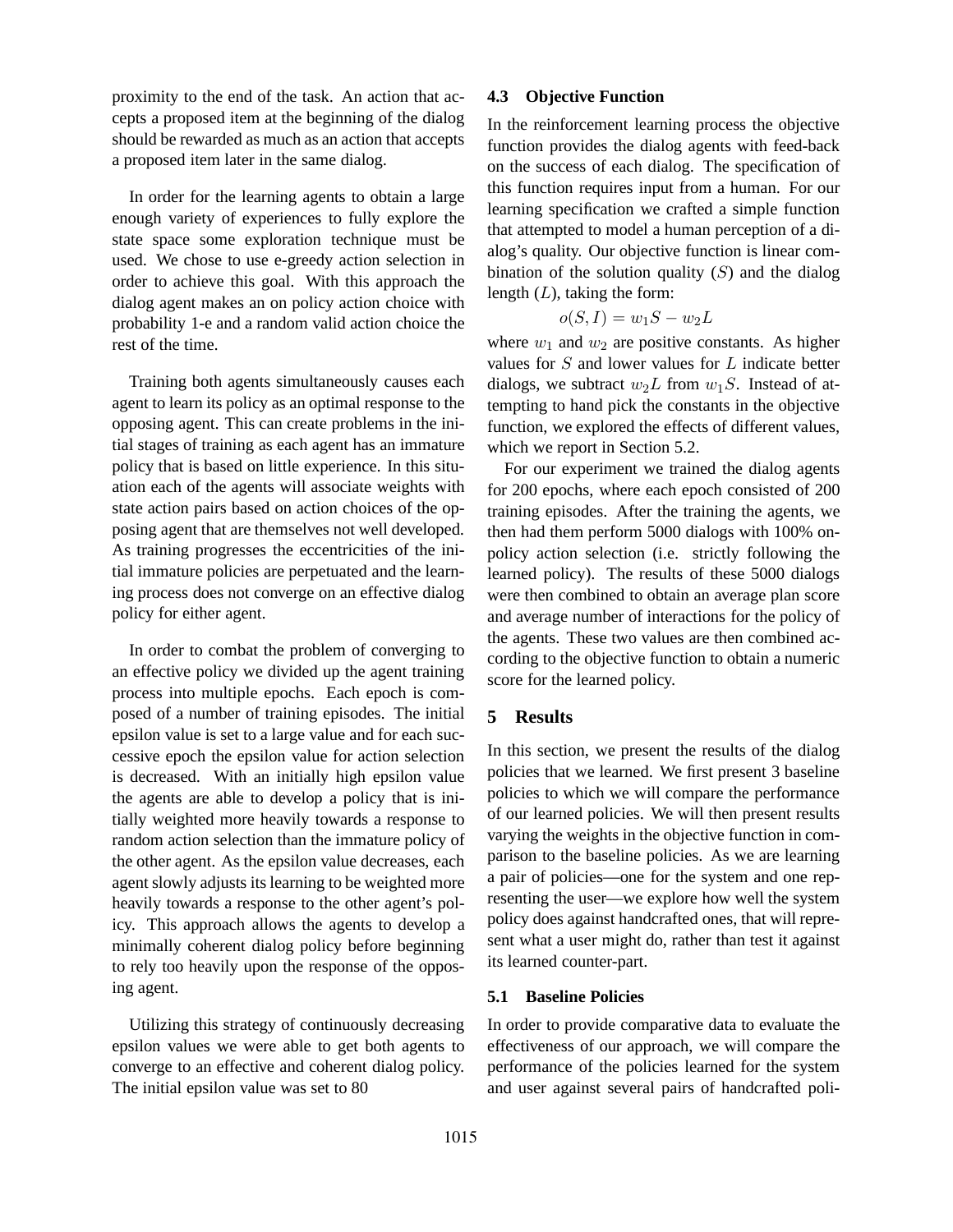proximity to the end of the task. An action that accepts a proposed item at the beginning of the dialog should be rewarded as much as an action that accepts a proposed item later in the same dialog.

In order for the learning agents to obtain a large enough variety of experiences to fully explore the state space some exploration technique must be used. We chose to use e-greedy action selection in order to achieve this goal. With this approach the dialog agent makes an on policy action choice with probability 1-e and a random valid action choice the rest of the time.

Training both agents simultaneously causes each agent to learn its policy as an optimal response to the opposing agent. This can create problems in the initial stages of training as each agent has an immature policy that is based on little experience. In this situation each of the agents will associate weights with state action pairs based on action choices of the opposing agent that are themselves not well developed. As training progresses the eccentricities of the initial immature policies are perpetuated and the learning process does not converge on an effective dialog policy for either agent.

In order to combat the problem of converging to an effective policy we divided up the agent training process into multiple epochs. Each epoch is composed of a number of training episodes. The initial epsilon value is set to a large value and for each successive epoch the epsilon value for action selection is decreased. With an initially high epsilon value the agents are able to develop a policy that is initially weighted more heavily towards a response to random action selection than the immature policy of the other agent. As the epsilon value decreases, each agent slowly adjusts its learning to be weighted more heavily towards a response to the other agent's policy. This approach allows the agents to develop a minimally coherent dialog policy before beginning to rely too heavily upon the response of the opposing agent.

Utilizing this strategy of continuously decreasing epsilon values we were able to get both agents to converge to an effective and coherent dialog policy. The initial epsilon value was set to 80

### 4.3 Objective Function

In the reinforcement learning process the objective function provides the dialog agents with feed-back on the success of each dialog. The specification of this function requires input from a human. For our learning specification we crafted a simple function that attempted to model a human perception of a dialog's quality. Our objective function is linear combination of the solution quality ($S$) and the dialog length ($L$), taking the form:

$$o(S, I) = w_1 S - w_2 L$$

where $w_1$ and $w_2$ are positive constants. As higher values for $S$ and lower values for $L$ indicate better dialogs, we subtract $w_2 L$ from $w_1 S$. Instead of attempting to hand pick the constants in the objective function, we explored the effects of different values, which we report in Section 5.2.

For our experiment we trained the dialog agents for 200 epochs, where each epoch consisted of 200 training episodes. After the training the agents, we then had them perform 5000 dialogs with 100% on-policy action selection (i.e. strictly following the learned policy). The results of these 5000 dialogs were then combined to obtain an average plan score and average number of interactions for the policy of the agents. These two values are then combined according to the objective function to obtain a numeric score for the learned policy.

## 5 Results

In this section, we present the results of the dialog policies that we learned. We first present 3 baseline policies to which we will compare the performance of our learned policies. We will then present results varying the weights in the objective function in comparison to the baseline policies. As we are learning a pair of policies—one for the system and one representing the user—we explore how well the system policy does against handcrafted ones, that will represent what a user might do, rather than test it against its learned counter-part.

### 5.1 Baseline Policies

In order to provide comparative data to evaluate the effectiveness of our approach, we will compare the performance of the policies learned for the system and user against several pairs of handcrafted poli-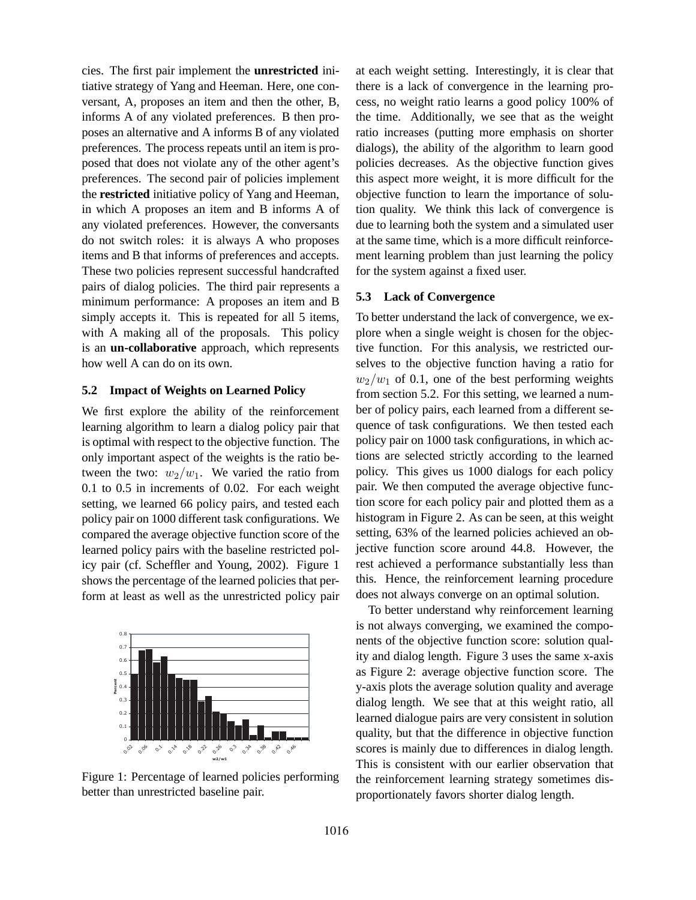cies. The first pair implement the **unrestricted** initiative strategy of Yang and Heeman. Here, one conversant, A, proposes an item and then the other, B, informs A of any violated preferences. B then proposes an alternative and A informs B of any violated preferences. The process repeats until an item is proposed that does not violate any of the other agent's preferences. The second pair of policies implement the **restricted** initiative policy of Yang and Heeman, in which A proposes an item and B informs A of any violated preferences. However, the conversants do not switch roles: it is always A who proposes items and B that informs of preferences and accepts. These two policies represent successful handcrafted pairs of dialog policies. The third pair represents a minimum performance: A proposes an item and B simply accepts it. This is repeated for all 5 items, with A making all of the proposals. This policy is an **un-collaborative** approach, which represents how well A can do on its own.

### 5.2 Impact of Weights on Learned Policy

We first explore the ability of the reinforcement learning algorithm to learn a dialog policy pair that is optimal with respect to the objective function. The only important aspect of the weights is the ratio between the two: $w_2/w_1$. We varied the ratio from 0.1 to 0.5 in increments of 0.02. For each weight setting, we learned 66 policy pairs, and tested each policy pair on 1000 different task configurations. We compared the average objective function score of the learned policy pairs with the baseline restricted policy pair (cf. Scheffler and Young, 2002). Figure 1 shows the percentage of the learned policies that perform at least as well as the unrestricted policy pair at each weight setting. Interestingly, it is clear that there is a lack of convergence in the learning process, no weight ratio learns a good policy 100% of the time. Additionally, we see that as the weight ratio increases (putting more emphasis on shorter dialogs), the ability of the algorithm to learn good policies decreases. As the objective function gives this aspect more weight, it is more difficult for the objective function to learn the importance of solution quality. We think this lack of convergence is due to learning both the system and a simulated user at the same time, which is a more difficult reinforcement learning problem than just learning the policy for the system against a fixed user.

Figure 1: Percentage of learned policies performing better than unrestricted baseline pair.

### 5.3 Lack of Convergence

To better understand the lack of convergence, we explore when a single weight is chosen for the objective function. For this analysis, we restricted ourselves to the objective function having a ratio for $w_2/w_1$ of 0.1, one of the best performing weights from section 5.2. For this setting, we learned a number of policy pairs, each learned from a different sequence of task configurations. We then tested each policy pair on 1000 task configurations, in which actions are selected strictly according to the learned policy. This gives us 1000 dialogs for each policy pair. We then computed the average objective function score for each policy pair and plotted them as a histogram in Figure 2. As can be seen, at this weight setting, 63% of the learned policies achieved an objective function score around 44.8. However, the rest achieved a performance substantially less than this. Hence, the reinforcement learning procedure does not always converge on an optimal solution.

To better understand why reinforcement learning is not always converging, we examined the components of the objective function score: solution quality and dialog length. Figure 3 uses the same x-axis as Figure 2: average objective function score. The y-axis plots the average solution quality and average dialog length. We see that at this weight ratio, all learned dialogue pairs are very consistent in solution quality, but that the difference in objective function scores is mainly due to differences in dialog length. This is consistent with our earlier observation that the reinforcement learning strategy sometimes disproportionately favors shorter dialog length.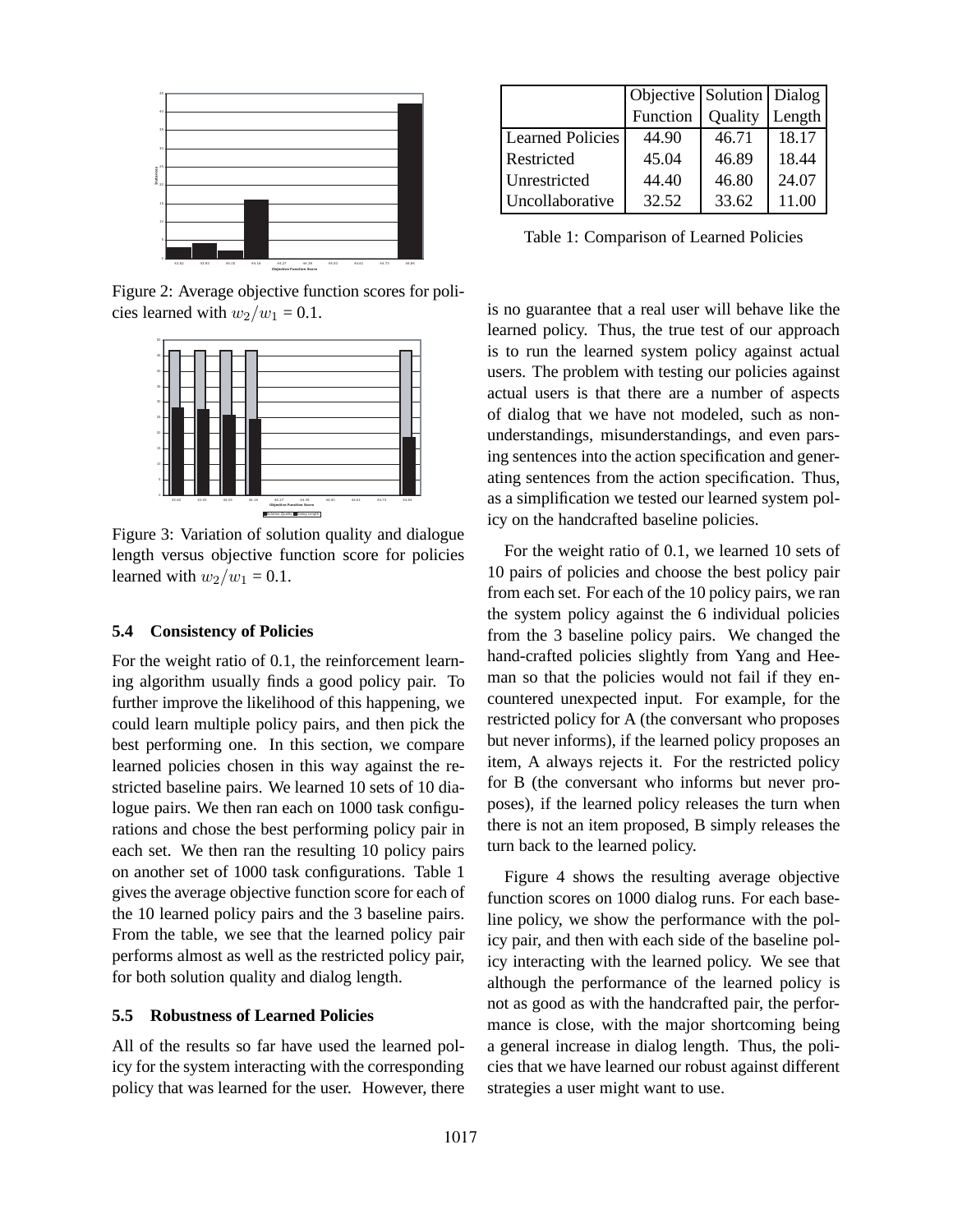Figure 2: Average objective function scores for policies learned with $w_2/w_1$ = 0.1.

Figure 3: Variation of solution quality and dialogue length versus objective function score for policies learned with $w_2/w_1$ = 0.1.

### 5.4 Consistency of Policies

For the weight ratio of 0.1, the reinforcement learning algorithm usually finds a good policy pair. To further improve the likelihood of this happening, we could learn multiple policy pairs, and then pick the best performing one. In this section, we compare learned policies chosen in this way against the restricted baseline pairs. We learned 10 sets of 10 dialogue pairs. We then ran each on 1000 task configurations and chose the best performing policy pair in each set. We then ran the resulting 10 policy pairs on another set of 1000 task configurations. Table 1 gives the average objective function score for each of the 10 learned policy pairs and the 3 baseline pairs. From the table, we see that the learned policy pair performs almost as well as the restricted policy pair, for both solution quality and dialog length.

### 5.5 Robustness of Learned Policies

All of the results so far have used the learned policy for the system interacting with the corresponding policy that was learned for the user. However, there is no guarantee that a real user will behave like the learned policy. Thus, the true test of our approach is to run the learned system policy against actual users. The problem with testing our policies against actual users is that there are a number of aspects of dialog that we have not modeled, such as non-understandings, misunderstandings, and even parsing sentences into the action specification and generating sentences from the action specification. Thus, as a simplification we tested our learned system policy on the handcrafted baseline policies.

|  | Objective Function | Solution Quality | Dialog Length |
|---|---|---|---|
| Learned Policies | 44.90 | 46.71 | 18.17 |
| Restricted | 45.04 | 46.89 | 18.44 |
| Unrestricted | 44.40 | 46.80 | 24.07 |
| Uncollaborative | 32.52 | 33.62 | 11.00 |

Table 1: Comparison of Learned Policies

For the weight ratio of 0.1, we learned 10 sets of 10 pairs of policies and choose the best policy pair from each set. For each of the 10 policy pairs, we ran the system policy against the 6 individual policies from the 3 baseline policy pairs. We changed the hand-crafted policies slightly from Yang and Heeman so that the policies would not fail if they encountered unexpected input. For example, for the restricted policy for A (the conversant who proposes but never informs), if the learned policy proposes an item, A always rejects it. For the restricted policy for B (the conversant who informs but never proposes), if the learned policy releases the turn when there is not an item proposed, B simply releases the turn back to the learned policy.

Figure 4 shows the resulting average objective function scores on 1000 dialog runs. For each baseline policy, we show the performance with the policy pair, and then with each side of the baseline policy interacting with the learned policy. We see that although the performance of the learned policy is not as good as with the handcrafted pair, the performance is close, with the major shortcoming being a general increase in dialog length. Thus, the policies that we have learned our robust against different strategies a user might want to use.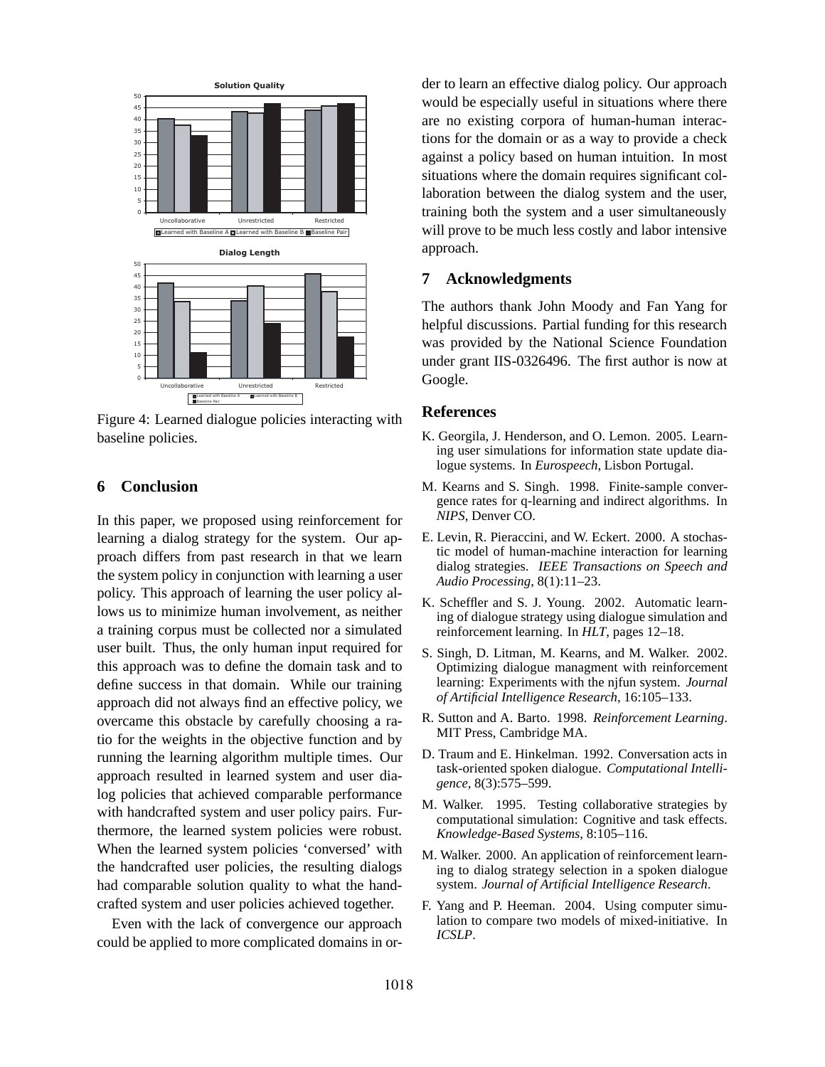Solution Quality

50
45
40
35
30
25
20
15
10
5
0

Uncollaborative
Unrestricted
Restricted

Learned with Baseline A
Learned with Baseline B
Baseline Pair

Dialog Length

50
45
40
35
30
25
20
15
10
5
0

Uncollaborative
Unrestricted
Restricted

Learned with Baseline A
Learned with Baseline B
Baseline Pair

Figure 4: Learned dialogue policies interacting with baseline policies.

## 6 Conclusion

In this paper, we proposed using reinforcement for learning a dialog strategy for the system. Our approach differs from past research in that we learn the system policy in conjunction with learning a user policy. This approach of learning the user policy allows us to minimize human involvement, as neither a training corpus must be collected nor a simulated user built. Thus, the only human input required for this approach was to define the domain task and to define success in that domain. While our training approach did not always find an effective policy, we overcame this obstacle by carefully choosing a ratio for the weights in the objective function and by running the learning algorithm multiple times. Our approach resulted in learned system and user dialog policies that achieved comparable performance with handcrafted system and user policy pairs. Furthermore, the learned system policies were robust. When the learned system policies 'conversed' with the handcrafted user policies, the resulting dialogs had comparable solution quality to what the handcrafted system and user policies achieved together.

Even with the lack of convergence our approach could be applied to more complicated domains in order to learn an effective dialog policy. Our approach would be especially useful in situations where there are no existing corpora of human-human interactions for the domain or as a way to provide a check against a policy based on human intuition. In most situations where the domain requires significant collaboration between the dialog system and the user, training both the system and a user simultaneously will prove to be much less costly and labor intensive approach.

## 7 Acknowledgments

The authors thank John Moody and Fan Yang for helpful discussions. Partial funding for this research was provided by the National Science Foundation under grant IIS-0326496. The first author is now at Google.

## References

K. Georgila, J. Henderson, and O. Lemon. 2005. Learning user simulations for information state update dialogue systems. In *Eurospeech*, Lisbon Portugal.

M. Kearns and S. Singh. 1998. Finite-sample convergence rates for q-learning and indirect algorithms. In *NIPS*, Denver CO.

E. Levin, R. Pieraccini, and W. Eckert. 2000. A stochastic model of human-machine interaction for learning dialog strategies. *IEEE Transactions on Speech and Audio Processing*, 8(1):11–23.

K. Scheffler and S. J. Young. 2002. Automatic learning of dialogue strategy using dialogue simulation and reinforcement learning. In *HLT*, pages 12–18.

S. Singh, D. Litman, M. Kearns, and M. Walker. 2002. Optimizing dialogue managment with reinforcement learning: Experiments with the njfun system. *Journal of Artificial Intelligence Research*, 16:105–133.

R. Sutton and A. Barto. 1998. *Reinforcement Learning*. MIT Press, Cambridge MA.

D. Traum and E. Hinkelman. 1992. Conversation acts in task-oriented spoken dialogue. *Computational Intelligence*, 8(3):575–599.

M. Walker. 1995. Testing collaborative strategies by computational simulation: Cognitive and task effects. *Knowledge-Based Systems*, 8:105–116.

M. Walker. 2000. An application of reinforcement learning to dialog strategy selection in a spoken dialogue system. *Journal of Artificial Intelligence Research*.

F. Yang and P. Heeman. 2004. Using computer simulation to compare two models of mixed-initiative. In *ICSLP*.